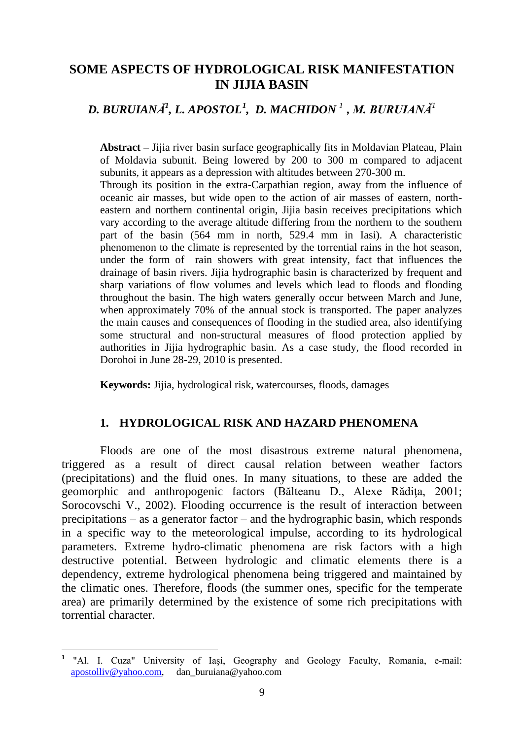# SOME ASPECTS OF HYDROLOGICAL RISK MANIFESTATION IN JIJIA BASIN

***D. BURUIANĂ[1], L. APOSTOL[1], D. MACHIDON[1], M. BURUIANĂ[1]***

**Abstract** – Jijia river basin surface geographically fits in Moldavian Plateau, Plain of Moldavia subunit. Being lowered by 200 to 300 m compared to adjacent subunits, it appears as a depression with altitudes between 270-300 m.
Through its position in the extra-Carpathian region, away from the influence of oceanic air masses, but wide open to the action of air masses of eastern, north-eastern and northern continental origin, Jijia basin receives precipitations which vary according to the average altitude differing from the northern to the southern part of the basin (564 mm in north, 529.4 mm in Iasi). A characteristic phenomenon to the climate is represented by the torrential rains in the hot season, under the form of rain showers with great intensity, fact that influences the drainage of basin rivers. Jijia hydrographic basin is characterized by frequent and sharp variations of flow volumes and levels which lead to floods and flooding throughout the basin. The high waters generally occur between March and June, when approximately 70% of the annual stock is transported. The paper analyzes the main causes and consequences of flooding in the studied area, also identifying some structural and non-structural measures of flood protection applied by authorities in Jijia hydrographic basin. As a case study, the flood recorded in Dorohoi in June 28-29, 2010 is presented.

**Keywords:** Jijia, hydrological risk, watercourses, floods, damages

## 1. HYDROLOGICAL RISK AND HAZARD PHENOMENA

Floods are one of the most disastrous extreme natural phenomena, triggered as a result of direct causal relation between weather factors (precipitations) and the fluid ones. In many situations, to these are added the geomorphic and anthropogenic factors (Bălteanu D., Alexe Rădiţa, 2001; Sorocovschi V., 2002). Flooding occurrence is the result of interaction between precipitations – as a generator factor – and the hydrographic basin, which responds in a specific way to the meteorological impulse, according to its hydrological parameters. Extreme hydro-climatic phenomena are risk factors with a high destructive potential. Between hydrologic and climatic elements there is a dependency, extreme hydrological phenomena being triggered and maintained by the climatic ones. Therefore, floods (the summer ones, specific for the temperate area) are primarily determined by the existence of some rich precipitations with torrential character.

---

[1] "Al. I. Cuza" University of Iaşi, Geography and Geology Faculty, Romania, e-mail: apostolliv@yahoo.com, dan_buruiana@yahoo.com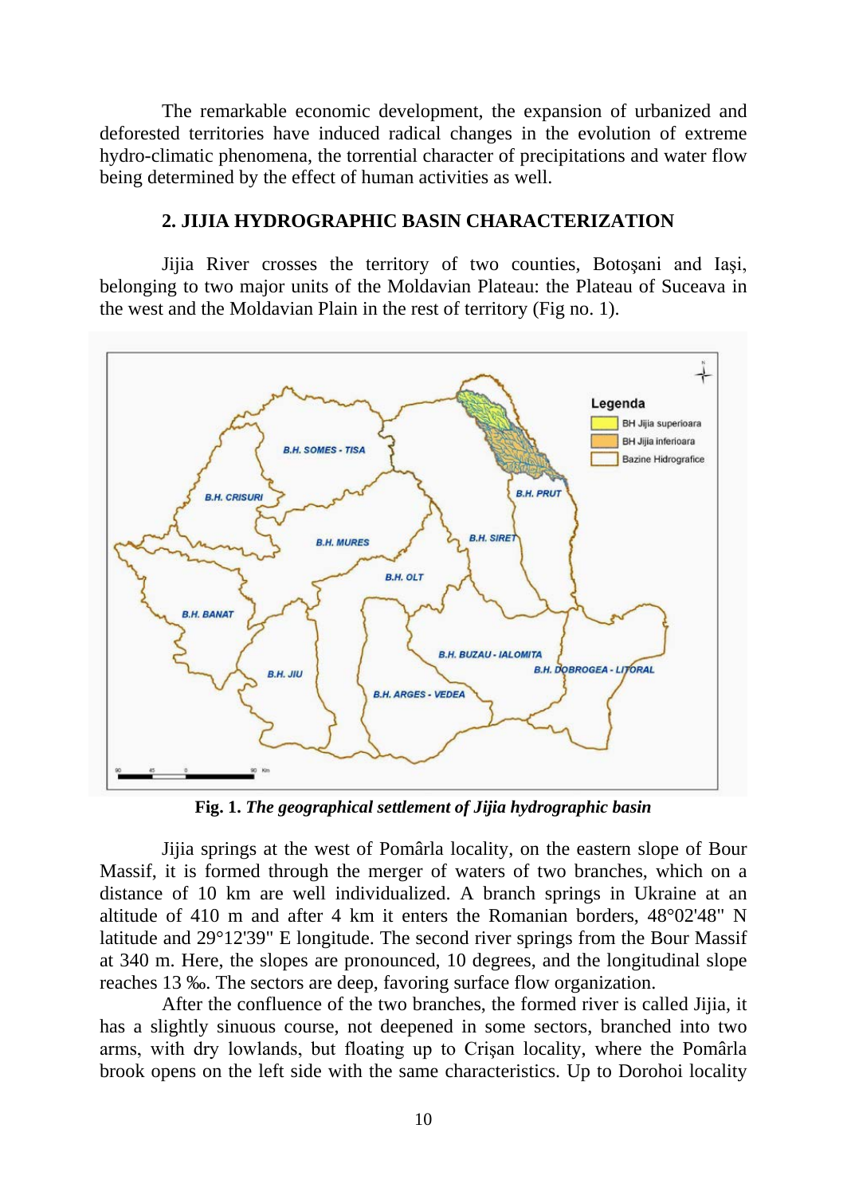The remarkable economic development, the expansion of urbanized and deforested territories have induced radical changes in the evolution of extreme hydro-climatic phenomena, the torrential character of precipitations and water flow being determined by the effect of human activities as well.

## 2. JIJIA HYDROGRAPHIC BASIN CHARACTERIZATION

Jijia River crosses the territory of two counties, Botoşani and Iaşi, belonging to two major units of the Moldavian Plateau: the Plateau of Suceava in the west and the Moldavian Plain in the rest of territory (Fig no. 1).

**Fig. 1.** ***The geographical settlement of Jijia hydrographic basin***

Jijia springs at the west of Pomârla locality, on the eastern slope of Bour Massif, it is formed through the merger of waters of two branches, which on a distance of 10 km are well individualized. A branch springs in Ukraine at an altitude of 410 m and after 4 km it enters the Romanian borders, 48°02'48" N latitude and 29°12'39" E longitude. The second river springs from the Bour Massif at 340 m. Here, the slopes are pronounced, 10 degrees, and the longitudinal slope reaches 13 ‰. The sectors are deep, favoring surface flow organization.

After the confluence of the two branches, the formed river is called Jijia, it has a slightly sinuous course, not deepened in some sectors, branched into two arms, with dry lowlands, but floating up to Crişan locality, where the Pomârla brook opens on the left side with the same characteristics. Up to Dorohoi locality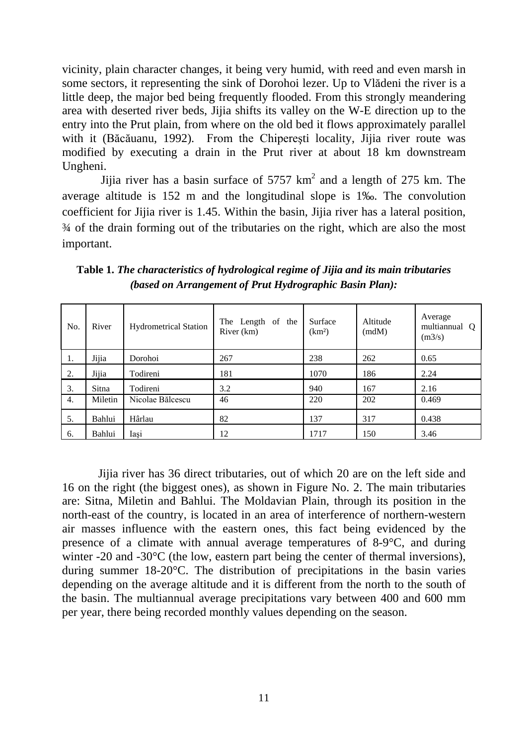vicinity, plain character changes, it being very humid, with reed and even marsh in some sectors, it representing the sink of Dorohoi lezer. Up to Vlădeni the river is a little deep, the major bed being frequently flooded. From this strongly meandering area with deserted river beds, Jijia shifts its valley on the W-E direction up to the entry into the Prut plain, from where on the old bed it flows approximately parallel with it (Băcăuanu, 1992). From the Chipereşti locality, Jijia river route was modified by executing a drain in the Prut river at about 18 km downstream Ungheni.

Jijia river has a basin surface of 5757 km$^2$ and a length of 275 km. The average altitude is 152 m and the longitudinal slope is 1‰. The convolution coefficient for Jijia river is 1.45. Within the basin, Jijia river has a lateral position, ¾ of the drain forming out of the tributaries on the right, which are also the most important.

**Table 1.** ***The characteristics of hydrological regime of Jijia and its main tributaries (based on Arrangement of Prut Hydrographic Basin Plan):***

| No. | River | Hydrometrical Station | The Length of the River (km) | Surface (km²) | Altitude (mdM) | Average multiannual Q (m3/s) |
|---|---|---|---|---|---|---|
| 1. | Jijia | Dorohoi | 267 | 238 | 262 | 0.65 |
| 2. | Jijia | Todireni | 181 | 1070 | 186 | 2.24 |
| 3. | Sitna | Todireni | 3.2 | 940 | 167 | 2.16 |
| 4. | Miletin | Nicolae Bălcescu | 46 | 220 | 202 | 0.469 |
| 5. | Bahlui | Hârlau | 82 | 137 | 317 | 0.438 |
| 6. | Bahlui | Iaşi | 12 | 1717 | 150 | 3.46 |

Jijia river has 36 direct tributaries, out of which 20 are on the left side and 16 on the right (the biggest ones), as shown in Figure No. 2. The main tributaries are: Sitna, Miletin and Bahlui. The Moldavian Plain, through its position in the north-east of the country, is located in an area of interference of northern-western air masses influence with the eastern ones, this fact being evidenced by the presence of a climate with annual average temperatures of 8-9°C, and during winter -20 and -30°C (the low, eastern part being the center of thermal inversions), during summer 18-20°C. The distribution of precipitations in the basin varies depending on the average altitude and it is different from the north to the south of the basin. The multiannual average precipitations vary between 400 and 600 mm per year, there being recorded monthly values depending on the season.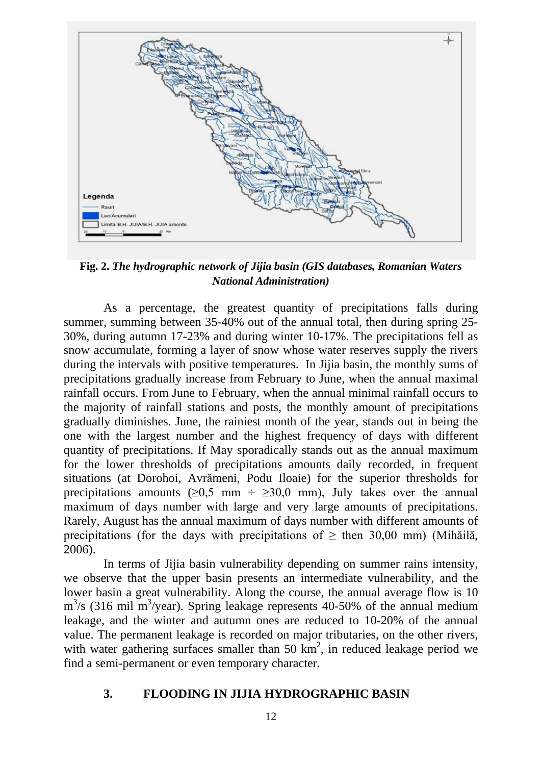**Fig. 2.** ***The hydrographic network of Jijia basin (GIS databases, Romanian Waters National Administration)***

As a percentage, the greatest quantity of precipitations falls during summer, summing between 35-40% out of the annual total, then during spring 25-30%, during autumn 17-23% and during winter 10-17%. The precipitations fell as snow accumulate, forming a layer of snow whose water reserves supply the rivers during the intervals with positive temperatures. In Jijia basin, the monthly sums of precipitations gradually increase from February to June, when the annual maximal rainfall occurs. From June to February, when the annual minimal rainfall occurs to the majority of rainfall stations and posts, the monthly amount of precipitations gradually diminishes. June, the rainiest month of the year, stands out in being the one with the largest number and the highest frequency of days with different quantity of precipitations. If May sporadically stands out as the annual maximum for the lower thresholds of precipitations amounts daily recorded, in frequent situations (at Dorohoi, Avrămeni, Podu Iloaie) for the superior thresholds for precipitations amounts ($\geq$0,5 mm $\div$ $\geq$30,0 mm), July takes over the annual maximum of days number with large and very large amounts of precipitations. Rarely, August has the annual maximum of days number with different amounts of precipitations (for the days with precipitations of $\geq$ then 30,00 mm) (Mihăilă, 2006).

In terms of Jijia basin vulnerability depending on summer rains intensity, we observe that the upper basin presents an intermediate vulnerability, and the lower basin a great vulnerability. Along the course, the annual average flow is 10 $m^3/s$ (316 mil $m^3$/year). Spring leakage represents 40-50% of the annual medium leakage, and the winter and autumn ones are reduced to 10-20% of the annual value. The permanent leakage is recorded on major tributaries, on the other rivers, with water gathering surfaces smaller than 50 $km^2$, in reduced leakage period we find a semi-permanent or even temporary character.

## 3. FLOODING IN JIJIA HYDROGRAPHIC BASIN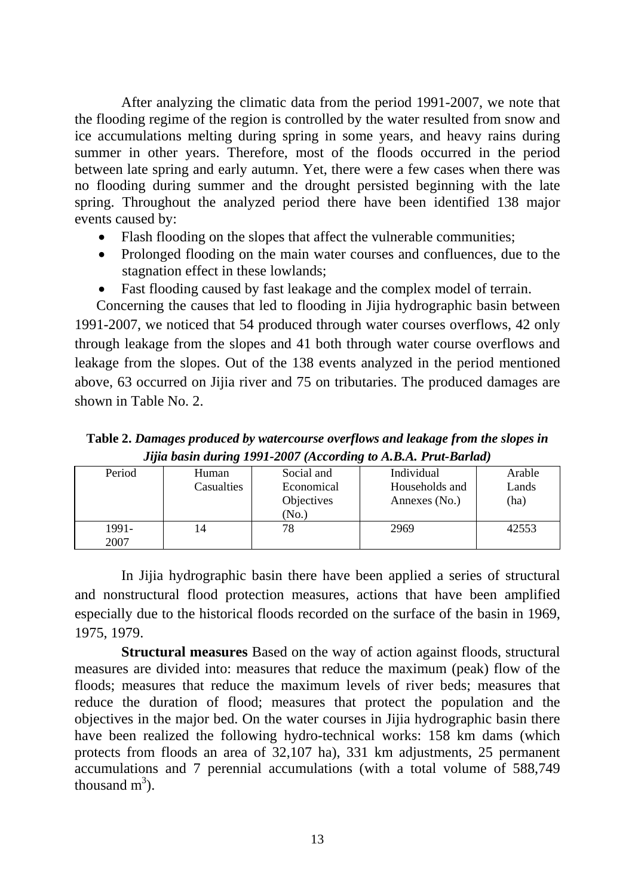After analyzing the climatic data from the period 1991-2007, we note that the flooding regime of the region is controlled by the water resulted from snow and ice accumulations melting during spring in some years, and heavy rains during summer in other years. Therefore, most of the floods occurred in the period between late spring and early autumn. Yet, there were a few cases when there was no flooding during summer and the drought persisted beginning with the late spring. Throughout the analyzed period there have been identified 138 major events caused by:

- Flash flooding on the slopes that affect the vulnerable communities;
- Prolonged flooding on the main water courses and confluences, due to the stagnation effect in these lowlands;
- Fast flooding caused by fast leakage and the complex model of terrain.

Concerning the causes that led to flooding in Jijia hydrographic basin between 1991-2007, we noticed that 54 produced through water courses overflows, 42 only through leakage from the slopes and 41 both through water course overflows and leakage from the slopes. Out of the 138 events analyzed in the period mentioned above, 63 occurred on Jijia river and 75 on tributaries. The produced damages are shown in Table No. 2.

**Table 2.** ***Damages produced by watercourse overflows and leakage from the slopes in Jijia basin during 1991-2007 (According to A.B.A. Prut-Barlad)***

| Period | Human Casualties | Social and Economical Objectives (No.) | Individual Households and Annexes (No.) | Arable Lands (ha) |
|---|---|---|---|---|
| 1991-2007 | 14 | 78 | 2969 | 42553 |

In Jijia hydrographic basin there have been applied a series of structural and nonstructural flood protection measures, actions that have been amplified especially due to the historical floods recorded on the surface of the basin in 1969, 1975, 1979.

**Structural measures** Based on the way of action against floods, structural measures are divided into: measures that reduce the maximum (peak) flow of the floods; measures that reduce the maximum levels of river beds; measures that reduce the duration of flood; measures that protect the population and the objectives in the major bed. On the water courses in Jijia hydrographic basin there have been realized the following hydro-technical works: 158 km dams (which protects from floods an area of 32,107 ha), 331 km adjustments, 25 permanent accumulations and 7 perennial accumulations (with a total volume of 588,749 thousand $m^3$).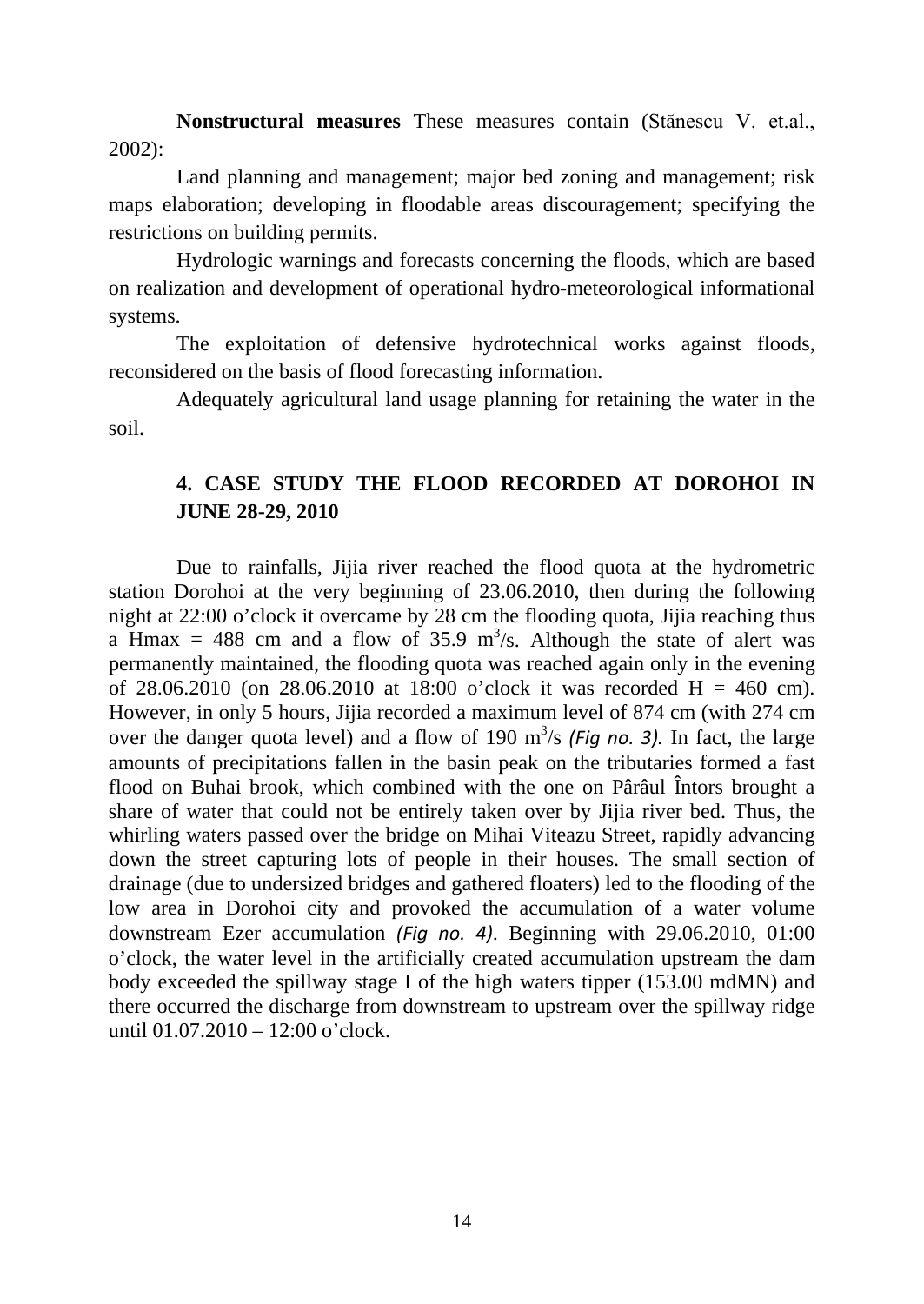**Nonstructural measures** These measures contain (Stănescu V. et.al., 2002):

Land planning and management; major bed zoning and management; risk maps elaboration; developing in floodable areas discouragement; specifying the restrictions on building permits.

Hydrologic warnings and forecasts concerning the floods, which are based on realization and development of operational hydro-meteorological informational systems.

The exploitation of defensive hydrotechnical works against floods, reconsidered on the basis of flood forecasting information.

Adequately agricultural land usage planning for retaining the water in the soil.

## 4. CASE STUDY THE FLOOD RECORDED AT DOROHOI IN JUNE 28-29, 2010

Due to rainfalls, Jijia river reached the flood quota at the hydrometric station Dorohoi at the very beginning of 23.06.2010, then during the following night at 22:00 o'clock it overcame by 28 cm the flooding quota, Jijia reaching thus a Hmax = 488 cm and a flow of 35.9 $m^3$/s. Although the state of alert was permanently maintained, the flooding quota was reached again only in the evening of 28.06.2010 (on 28.06.2010 at 18:00 o'clock it was recorded H = 460 cm). However, in only 5 hours, Jijia recorded a maximum level of 874 cm (with 274 cm over the danger quota level) and a flow of 190 $m^3$/s *(Fig no. 3).* In fact, the large amounts of precipitations fallen in the basin peak on the tributaries formed a fast flood on Buhai brook, which combined with the one on Pârâul Întors brought a share of water that could not be entirely taken over by Jijia river bed. Thus, the whirling waters passed over the bridge on Mihai Viteazu Street, rapidly advancing down the street capturing lots of people in their houses. The small section of drainage (due to undersized bridges and gathered floaters) led to the flooding of the low area in Dorohoi city and provoked the accumulation of a water volume downstream Ezer accumulation *(Fig no. 4)*. Beginning with 29.06.2010, 01:00 o'clock, the water level in the artificially created accumulation upstream the dam body exceeded the spillway stage I of the high waters tipper (153.00 mdMN) and there occurred the discharge from downstream to upstream over the spillway ridge until 01.07.2010 – 12:00 o'clock.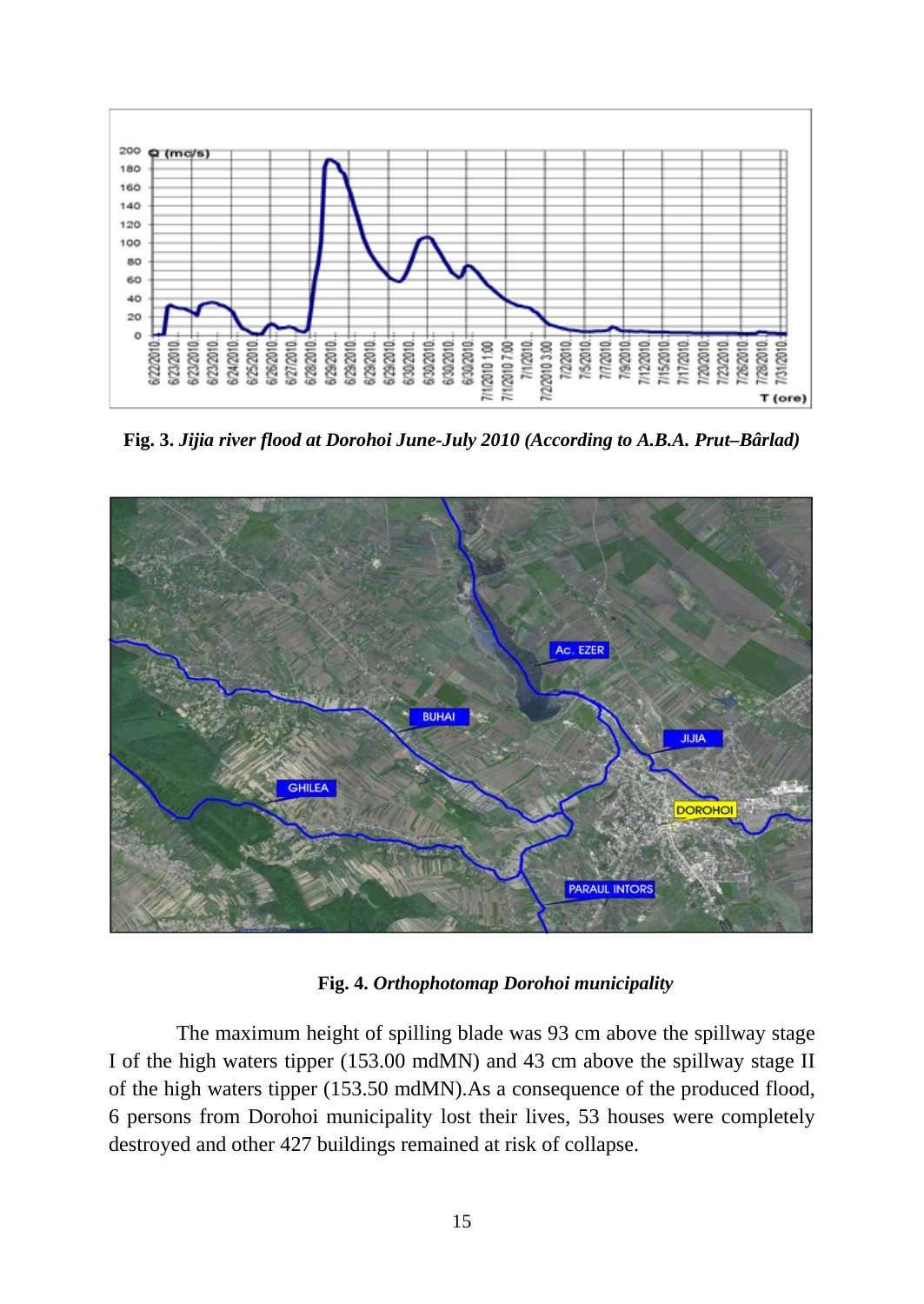**Fig. 3.** ***Jijia river flood at Dorohoi June-July 2010 (According to A.B.A. Prut–Bârlad)***

**Fig. 4.** ***Orthophotomap Dorohoi municipality***

The maximum height of spilling blade was 93 cm above the spillway stage I of the high waters tipper (153.00 mdMN) and 43 cm above the spillway stage II of the high waters tipper (153.50 mdMN).As a consequence of the produced flood, 6 persons from Dorohoi municipality lost their lives, 53 houses were completely destroyed and other 427 buildings remained at risk of collapse.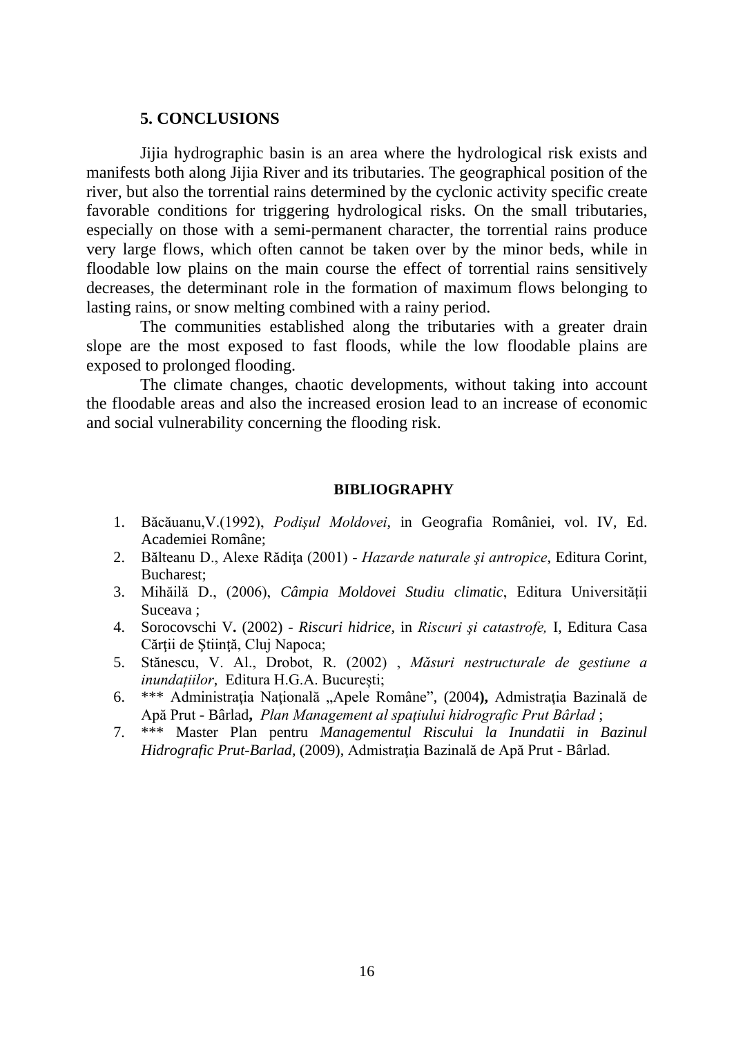## 5. CONCLUSIONS

Jijia hydrographic basin is an area where the hydrological risk exists and manifests both along Jijia River and its tributaries. The geographical position of the river, but also the torrential rains determined by the cyclonic activity specific create favorable conditions for triggering hydrological risks. On the small tributaries, especially on those with a semi-permanent character, the torrential rains produce very large flows, which often cannot be taken over by the minor beds, while in floodable low plains on the main course the effect of torrential rains sensitively decreases, the determinant role in the formation of maximum flows belonging to lasting rains, or snow melting combined with a rainy period.

The communities established along the tributaries with a greater drain slope are the most exposed to fast floods, while the low floodable plains are exposed to prolonged flooding.

The climate changes, chaotic developments, without taking into account the floodable areas and also the increased erosion lead to an increase of economic and social vulnerability concerning the flooding risk.

## BIBLIOGRAPHY

1. Băcăuanu,V.(1992), *Podişul Moldovei*, in Geografia României, vol. IV, Ed. Academiei Române;
2. Bălteanu D., Alexe Rădiţa (2001) - *Hazarde naturale şi antropice*, Editura Corint, Bucharest;
3. Mihăilă D., (2006), *Câmpia Moldovei Studiu climatic*, Editura Universității Suceava ;
4. Sorocovschi V**.** (2002) - *Riscuri hidrice,* in *Riscuri şi catastrofe,* I, Editura Casa Cărţii de Ştiinţă, Cluj Napoca;
5. Stănescu, V. Al., Drobot, R. (2002) , *Măsuri nestructurale de gestiune a inundațiilor*, Editura H.G.A. București;
6. \*\*\* Administraţia Naţională „Apele Române", (2004**),** Admistraţia Bazinală de Apă Prut - Bârlad**,** *Plan Management al spaţiului hidrografic Prut Bârlad* ;
7. \*\*\* Master Plan pentru *Managementul Riscului la Inundatii in Bazinul Hidrografic Prut-Barlad*, (2009), Admistraţia Bazinală de Apă Prut - Bârlad.